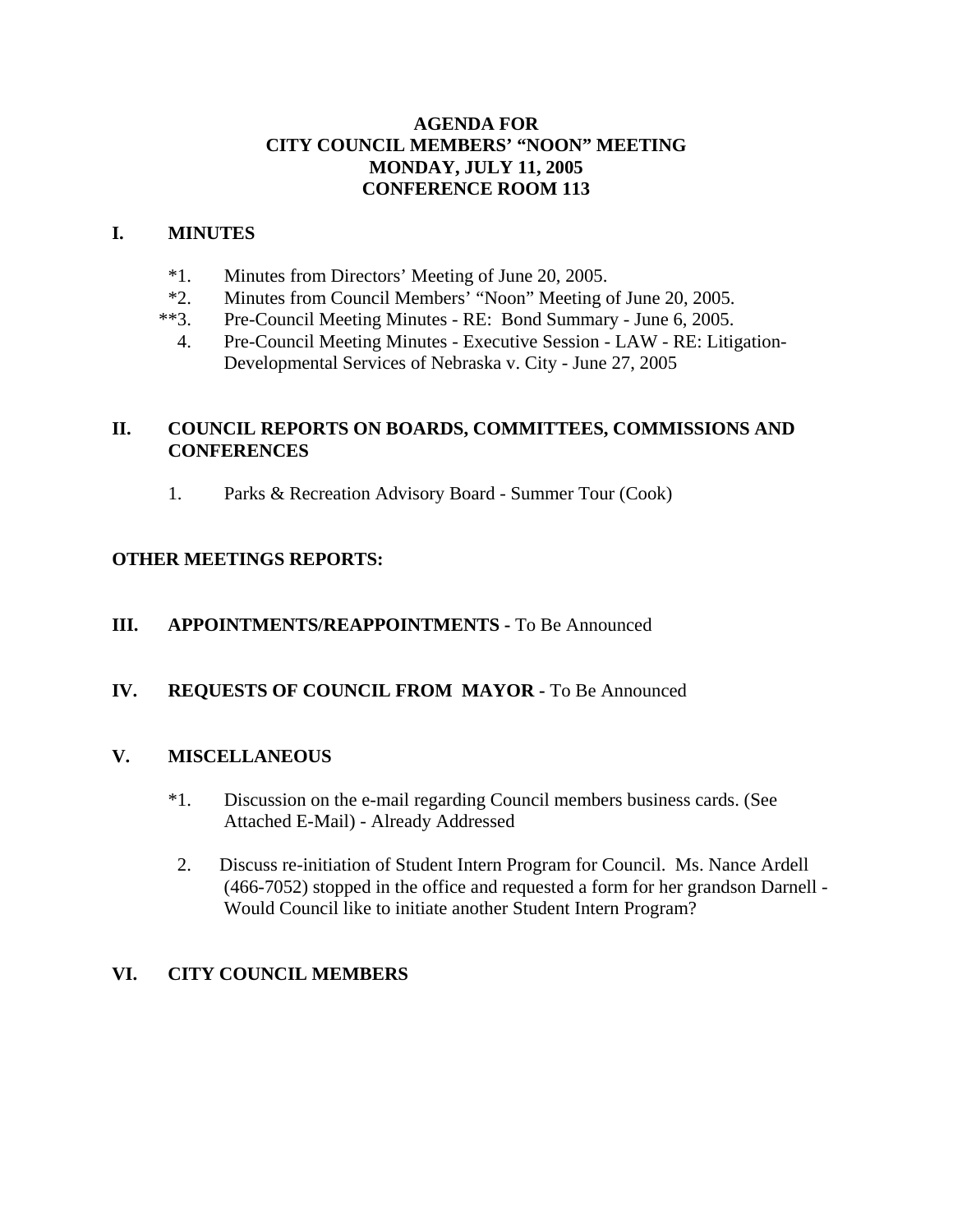# AGENDA FOR
# CITY COUNCIL MEMBERS' "NOON" MEETING
# MONDAY, JULY 11, 2005
# CONFERENCE ROOM 113

## I. MINUTES

*1. Minutes from Directors' Meeting of June 20, 2005.

*2. Minutes from Council Members' "Noon" Meeting of June 20, 2005.

**3. Pre-Council Meeting Minutes - RE: Bond Summary - June 6, 2005.

4. Pre-Council Meeting Minutes - Executive Session - LAW - RE: Litigation-Developmental Services of Nebraska v. City - June 27, 2005

## II. COUNCIL REPORTS ON BOARDS, COMMITTEES, COMMISSIONS AND CONFERENCES

1. Parks & Recreation Advisory Board - Summer Tour (Cook)

## OTHER MEETINGS REPORTS:

## III. APPOINTMENTS/REAPPOINTMENTS - To Be Announced

## IV. REQUESTS OF COUNCIL FROM MAYOR - To Be Announced

## V. MISCELLANEOUS

*1. Discussion on the e-mail regarding Council members business cards. (See Attached E-Mail) - Already Addressed

2. Discuss re-initiation of Student Intern Program for Council. Ms. Nance Ardell (466-7052) stopped in the office and requested a form for her grandson Darnell - Would Council like to initiate another Student Intern Program?

## VI. CITY COUNCIL MEMBERS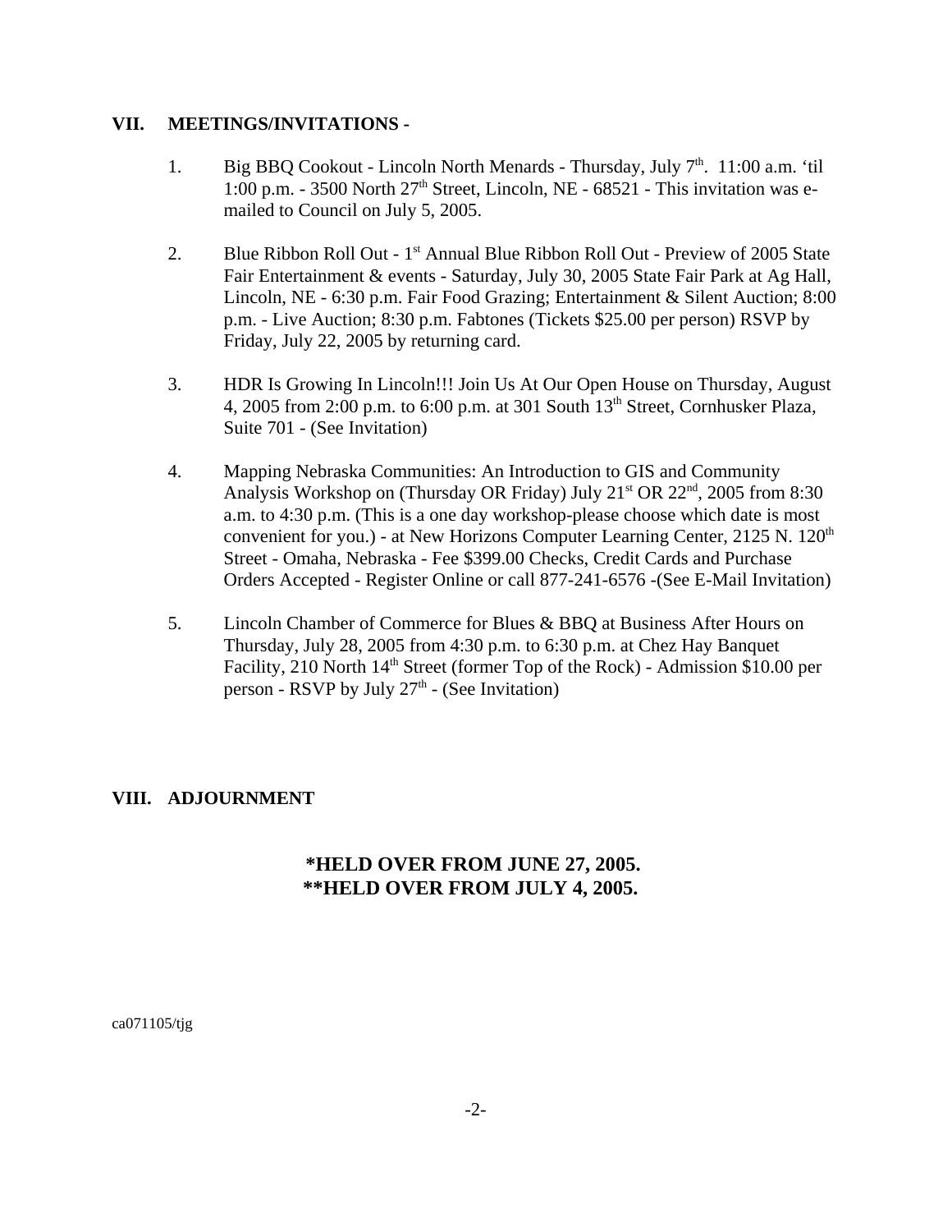## VII. MEETINGS/INVITATIONS -

1. Big BBQ Cookout - Lincoln North Menards - Thursday, July 7th. 11:00 a.m. 'til 1:00 p.m. - 3500 North 27th Street, Lincoln, NE - 68521 - This invitation was e-mailed to Council on July 5, 2005.

2. Blue Ribbon Roll Out - 1st Annual Blue Ribbon Roll Out - Preview of 2005 State Fair Entertainment & events - Saturday, July 30, 2005 State Fair Park at Ag Hall, Lincoln, NE - 6:30 p.m. Fair Food Grazing; Entertainment & Silent Auction; 8:00 p.m. - Live Auction; 8:30 p.m. Fabtones (Tickets $25.00 per person) RSVP by Friday, July 22, 2005 by returning card.

3. HDR Is Growing In Lincoln!!! Join Us At Our Open House on Thursday, August 4, 2005 from 2:00 p.m. to 6:00 p.m. at 301 South 13th Street, Cornhusker Plaza, Suite 701 - (See Invitation)

4. Mapping Nebraska Communities: An Introduction to GIS and Community Analysis Workshop on (Thursday OR Friday) July 21st OR 22nd, 2005 from 8:30 a.m. to 4:30 p.m. (This is a one day workshop-please choose which date is most convenient for you.) - at New Horizons Computer Learning Center, 2125 N. 120th Street - Omaha, Nebraska - Fee $399.00 Checks, Credit Cards and Purchase Orders Accepted - Register Online or call 877-241-6576 -(See E-Mail Invitation)

5. Lincoln Chamber of Commerce for Blues & BBQ at Business After Hours on Thursday, July 28, 2005 from 4:30 p.m. to 6:30 p.m. at Chez Hay Banquet Facility, 210 North 14th Street (former Top of the Rock) - Admission $10.00 per person - RSVP by July 27th - (See Invitation)

## VIII. ADJOURNMENT

**\*HELD OVER FROM JUNE 27, 2005.**
**\*\*HELD OVER FROM JULY 4, 2005.**

ca071105/tjg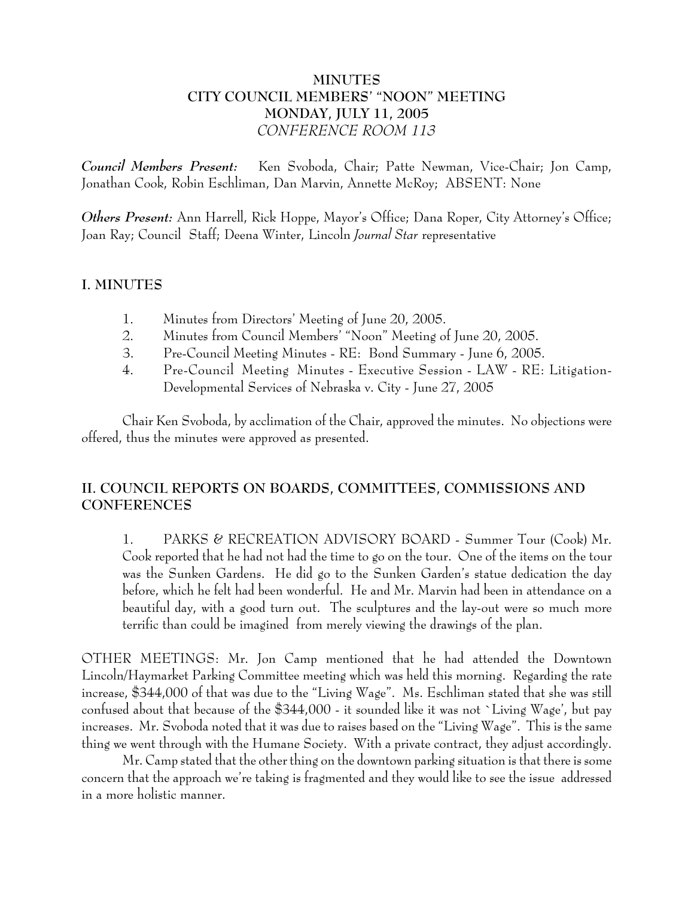**MINUTES**
**CITY COUNCIL MEMBERS' "NOON" MEETING**
**MONDAY, JULY 11, 2005**
*CONFERENCE ROOM 113*

***Council Members Present:*** Ken Svoboda, Chair; Patte Newman, Vice-Chair; Jon Camp, Jonathan Cook, Robin Eschliman, Dan Marvin, Annette McRoy; ABSENT: None

***Others Present:*** Ann Harrell, Rick Hoppe, Mayor's Office; Dana Roper, City Attorney's Office; Joan Ray; Council Staff; Deena Winter, Lincoln *Journal Star* representative

## I. MINUTES

1. Minutes from Directors' Meeting of June 20, 2005.
2. Minutes from Council Members' "Noon" Meeting of June 20, 2005.
3. Pre-Council Meeting Minutes - RE: Bond Summary - June 6, 2005.
4. Pre-Council Meeting Minutes - Executive Session - LAW - RE: Litigation-Developmental Services of Nebraska v. City - June 27, 2005

Chair Ken Svoboda, by acclimation of the Chair, approved the minutes. No objections were offered, thus the minutes were approved as presented.

## II. COUNCIL REPORTS ON BOARDS, COMMITTEES, COMMISSIONS AND CONFERENCES

1. PARKS & RECREATION ADVISORY BOARD - Summer Tour (Cook) Mr. Cook reported that he had not had the time to go on the tour. One of the items on the tour was the Sunken Gardens. He did go to the Sunken Garden's statue dedication the day before, which he felt had been wonderful. He and Mr. Marvin had been in attendance on a beautiful day, with a good turn out. The sculptures and the lay-out were so much more terrific than could be imagined from merely viewing the drawings of the plan.

OTHER MEETINGS: Mr. Jon Camp mentioned that he had attended the Downtown Lincoln/Haymarket Parking Committee meeting which was held this morning. Regarding the rate increase, $344,000 of that was due to the "Living Wage". Ms. Eschliman stated that she was still confused about that because of the $344,000 - it sounded like it was not `Living Wage', but pay increases. Mr. Svoboda noted that it was due to raises based on the "Living Wage". This is the same thing we went through with the Humane Society. With a private contract, they adjust accordingly.

Mr. Camp stated that the other thing on the downtown parking situation is that there is some concern that the approach we're taking is fragmented and they would like to see the issue addressed in a more holistic manner.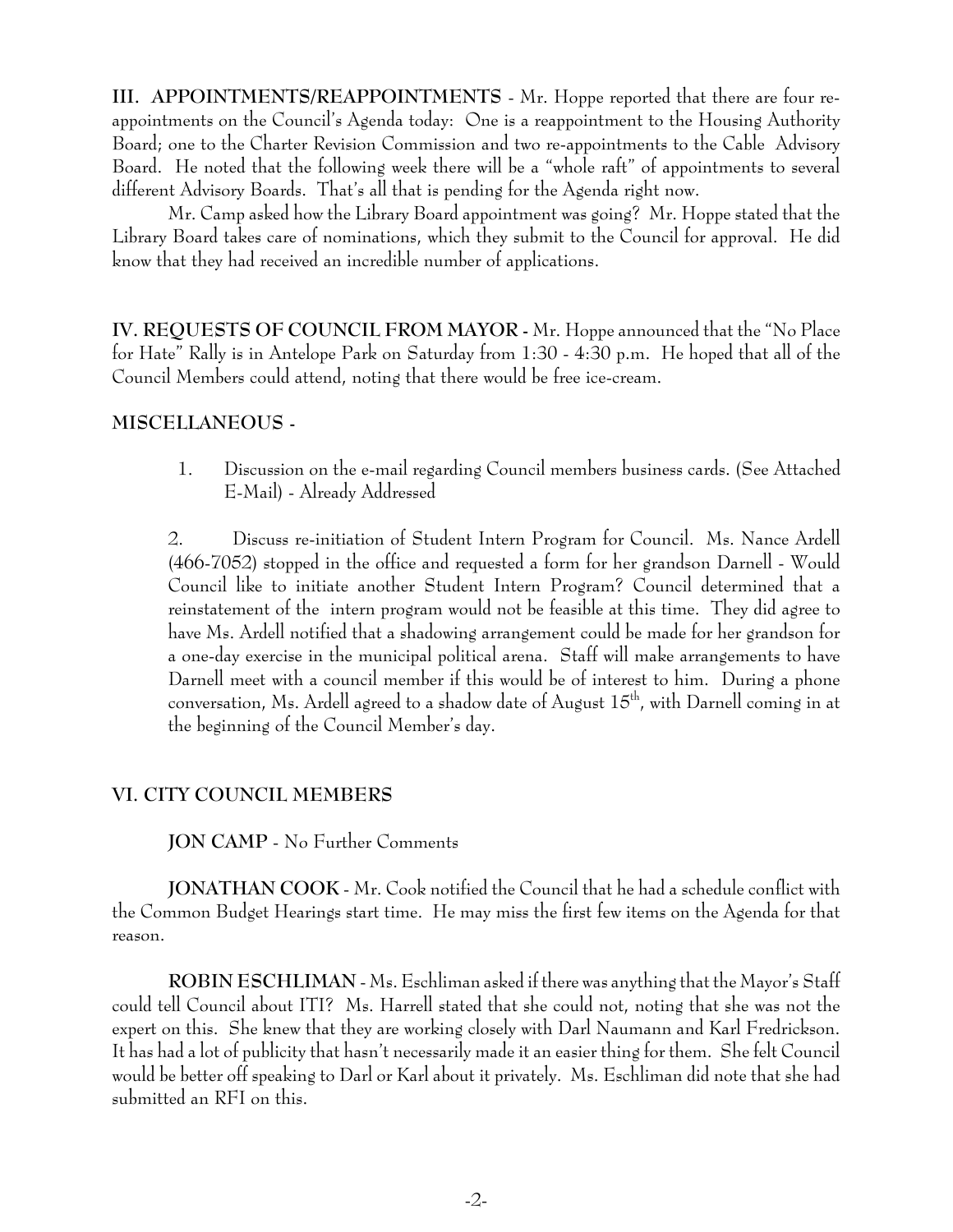**III. APPOINTMENTS/REAPPOINTMENTS** - Mr. Hoppe reported that there are four re-appointments on the Council's Agenda today: One is a reappointment to the Housing Authority Board; one to the Charter Revision Commission and two re-appointments to the Cable Advisory Board. He noted that the following week there will be a "whole raft" of appointments to several different Advisory Boards. That's all that is pending for the Agenda right now.

Mr. Camp asked how the Library Board appointment was going? Mr. Hoppe stated that the Library Board takes care of nominations, which they submit to the Council for approval. He did know that they had received an incredible number of applications.

**IV. REQUESTS OF COUNCIL FROM MAYOR -** Mr. Hoppe announced that the "No Place for Hate" Rally is in Antelope Park on Saturday from 1:30 - 4:30 p.m. He hoped that all of the Council Members could attend, noting that there would be free ice-cream.

**MISCELLANEOUS -**

1. Discussion on the e-mail regarding Council members business cards. (See Attached E-Mail) - Already Addressed

2. Discuss re-initiation of Student Intern Program for Council. Ms. Nance Ardell (466-7052) stopped in the office and requested a form for her grandson Darnell - Would Council like to initiate another Student Intern Program? Council determined that a reinstatement of the intern program would not be feasible at this time. They did agree to have Ms. Ardell notified that a shadowing arrangement could be made for her grandson for a one-day exercise in the municipal political arena. Staff will make arrangements to have Darnell meet with a council member if this would be of interest to him. During a phone conversation, Ms. Ardell agreed to a shadow date of August 15th, with Darnell coming in at the beginning of the Council Member's day.

**VI. CITY COUNCIL MEMBERS**

**JON CAMP** - No Further Comments

**JONATHAN COOK** - Mr. Cook notified the Council that he had a schedule conflict with the Common Budget Hearings start time. He may miss the first few items on the Agenda for that reason.

**ROBIN ESCHLIMAN** - Ms. Eschliman asked if there was anything that the Mayor's Staff could tell Council about ITI? Ms. Harrell stated that she could not, noting that she was not the expert on this. She knew that they are working closely with Darl Naumann and Karl Fredrickson. It has had a lot of publicity that hasn't necessarily made it an easier thing for them. She felt Council would be better off speaking to Darl or Karl about it privately. Ms. Eschliman did note that she had submitted an RFI on this.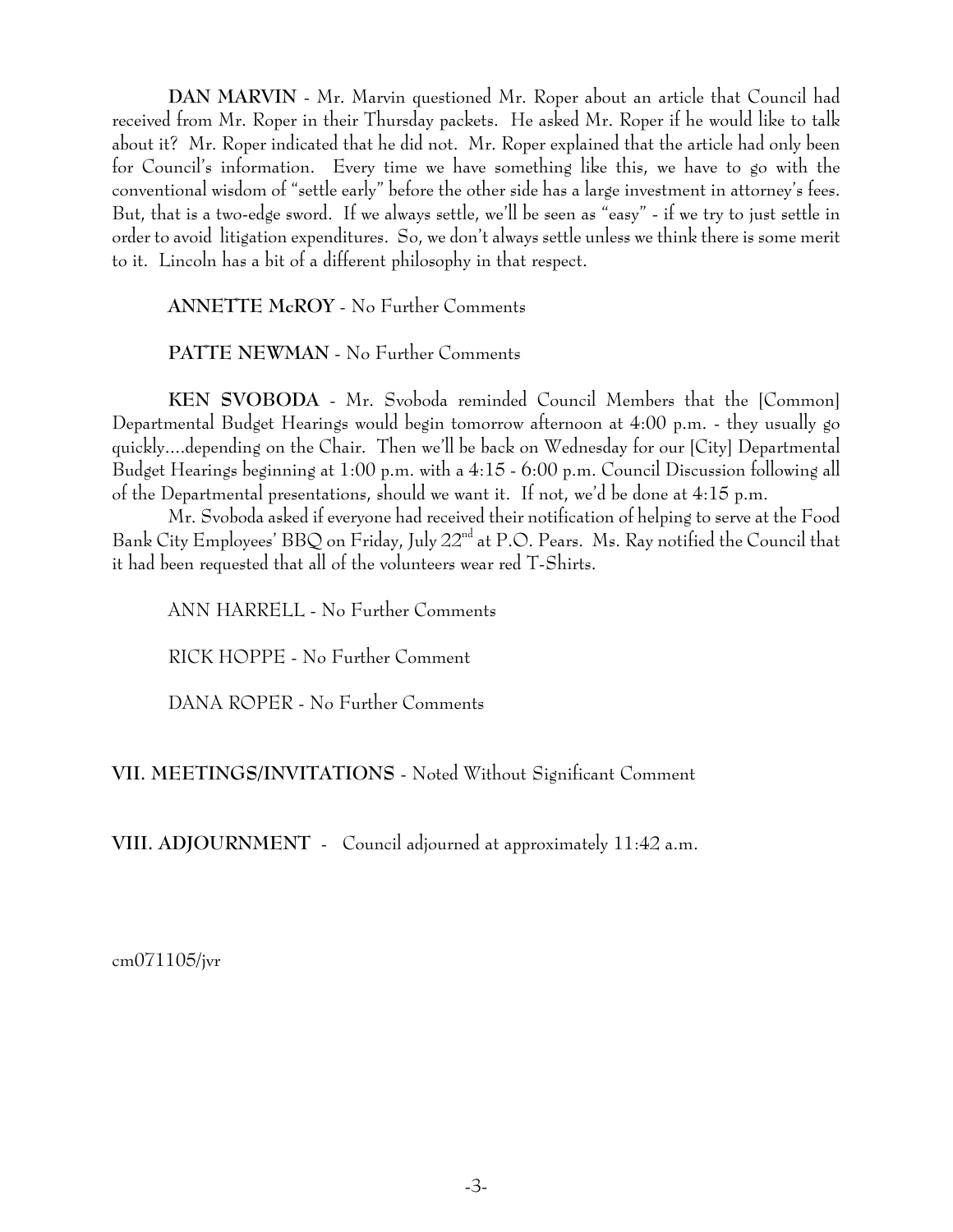**DAN MARVIN** - Mr. Marvin questioned Mr. Roper about an article that Council had received from Mr. Roper in their Thursday packets. He asked Mr. Roper if he would like to talk about it? Mr. Roper indicated that he did not. Mr. Roper explained that the article had only been for Council's information. Every time we have something like this, we have to go with the conventional wisdom of "settle early" before the other side has a large investment in attorney's fees. But, that is a two-edge sword. If we always settle, we'll be seen as "easy" - if we try to just settle in order to avoid litigation expenditures. So, we don't always settle unless we think there is some merit to it. Lincoln has a bit of a different philosophy in that respect.

**ANNETTE McROY** - No Further Comments

**PATTE NEWMAN** - No Further Comments

**KEN SVOBODA** - Mr. Svoboda reminded Council Members that the [Common] Departmental Budget Hearings would begin tomorrow afternoon at 4:00 p.m. - they usually go quickly....depending on the Chair. Then we'll be back on Wednesday for our [City] Departmental Budget Hearings beginning at 1:00 p.m. with a 4:15 - 6:00 p.m. Council Discussion following all of the Departmental presentations, should we want it. If not, we'd be done at 4:15 p.m.

Mr. Svoboda asked if everyone had received their notification of helping to serve at the Food Bank City Employees' BBQ on Friday, July 22nd at P.O. Pears. Ms. Ray notified the Council that it had been requested that all of the volunteers wear red T-Shirts.

ANN HARRELL - No Further Comments

RICK HOPPE - No Further Comment

DANA ROPER - No Further Comments

**VII. MEETINGS/INVITATIONS** - Noted Without Significant Comment

**VIII. ADJOURNMENT** - Council adjourned at approximately 11:42 a.m.

cm071105/jvr